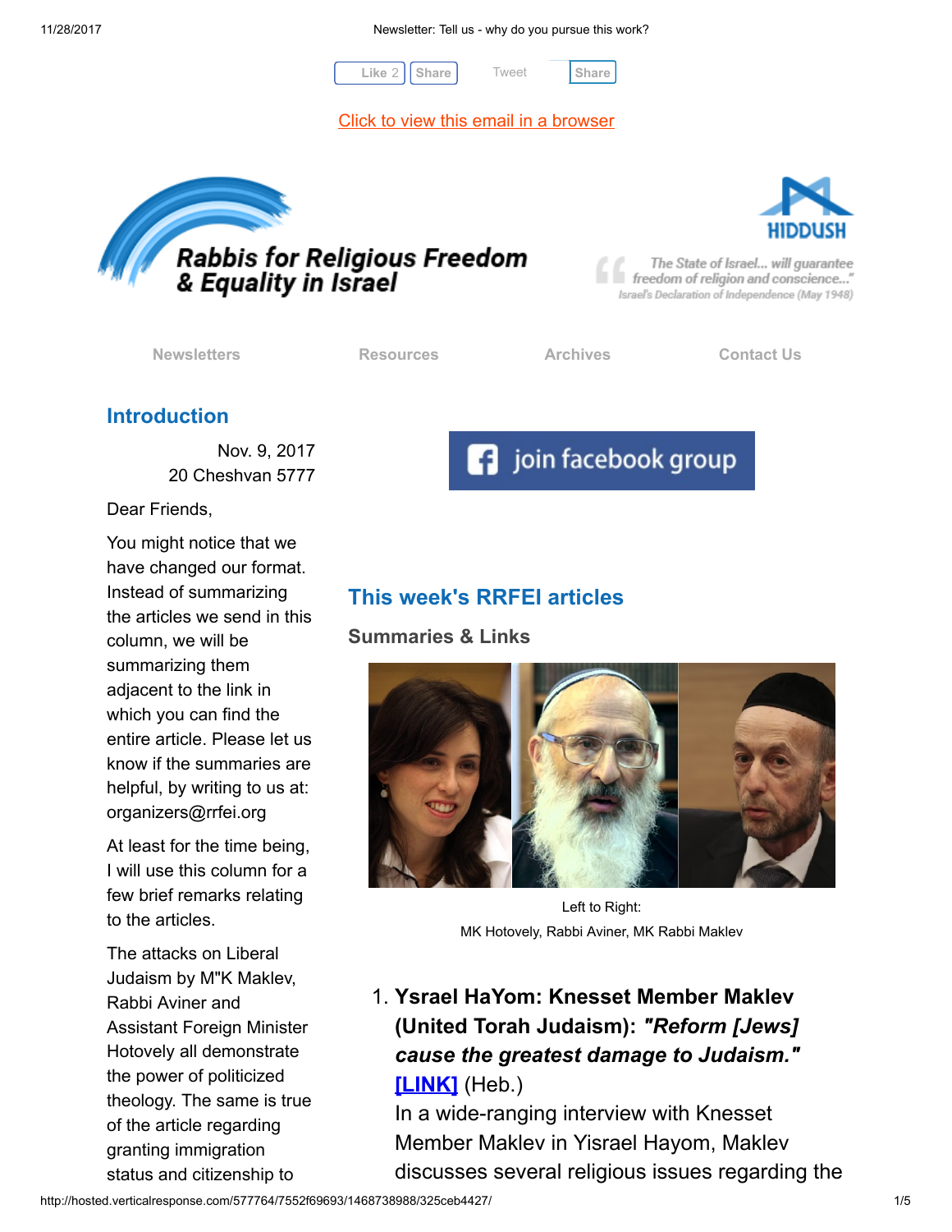Like 2 | Share | Tweet | Share

Click to view this email in a browser

# Rabbis for Religious Freedom & Equality in Israel

HIDDUSH

"The State of Israel... will guarantee freedom of religion and conscience..."
Israel's Declaration of Independence (May 1948)

Newsletters | Resources | Archives | Contact Us

## Introduction

Nov. 9, 2017
20 Cheshvan 5777

Dear Friends,

You might notice that we have changed our format. Instead of summarizing the articles we send in this column, we will be summarizing them adjacent to the link in which you can find the entire article. Please let us know if the summaries are helpful, by writing to us at: organizers@rrfei.org

At least for the time being, I will use this column for a few brief remarks relating to the articles.

The attacks on Liberal Judaism by M"K Maklev, Rabbi Aviner and Assistant Foreign Minister Hotovely all demonstrate the power of politicized theology. The same is true of the article regarding granting immigration status and citizenship to

join facebook group

## This week's RRFEI articles

### Summaries & Links

Left to Right:
MK Hotovely, Rabbi Aviner, MK Rabbi Maklev

1. **Ysrael HaYom: Knesset Member Maklev (United Torah Judaism): *"Reform [Jews] cause the greatest damage to Judaism."* [LINK]** (Heb.)
   In a wide-ranging interview with Knesset Member Maklev in Yisrael Hayom, Maklev discusses several religious issues regarding the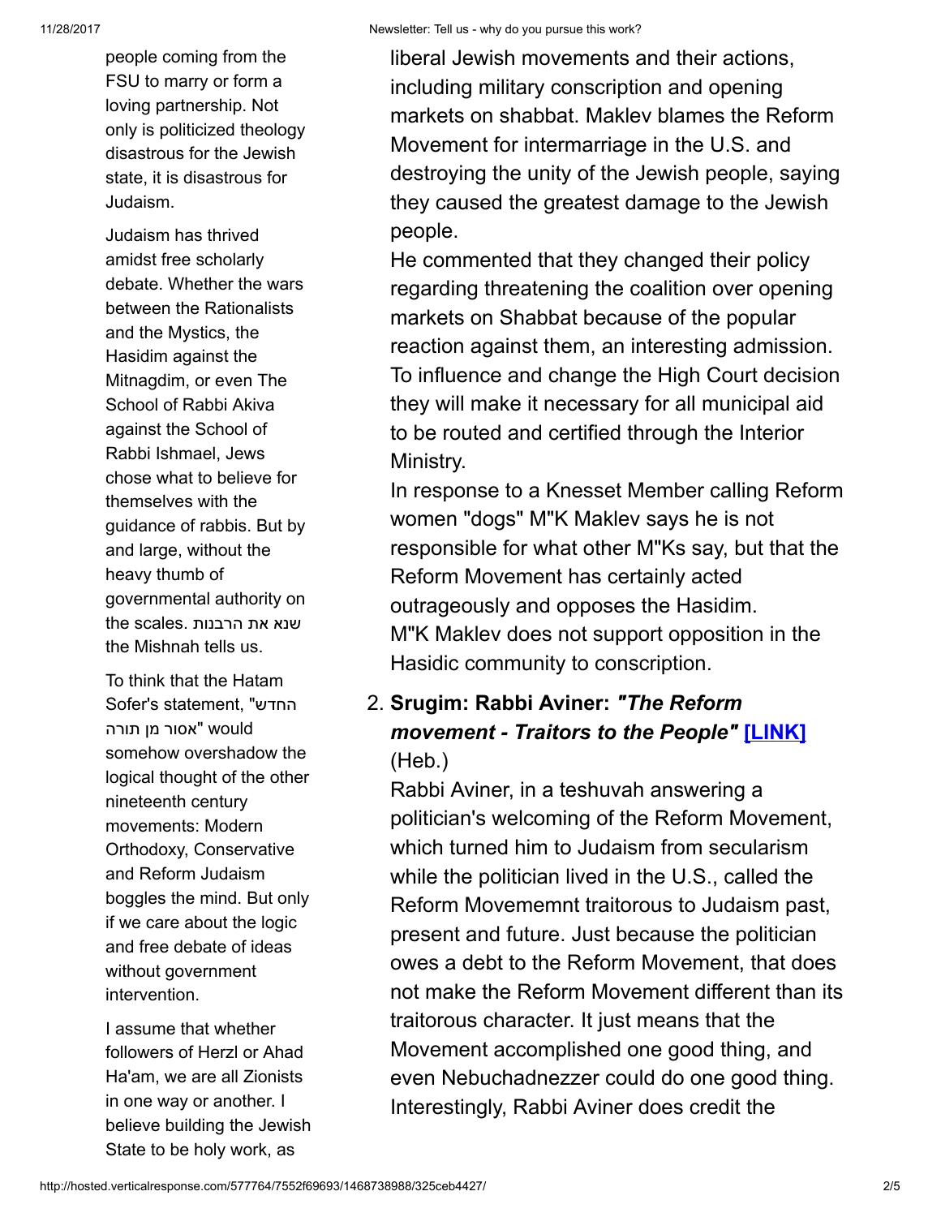people coming from the FSU to marry or form a loving partnership. Not only is politicized theology disastrous for the Jewish state, it is disastrous for Judaism.

Judaism has thrived amidst free scholarly debate. Whether the wars between the Rationalists and the Mystics, the Hasidim against the Mitnagdim, or even The School of Rabbi Akiva against the School of Rabbi Ishmael, Jews chose what to believe for themselves with the guidance of rabbis. But by and large, without the heavy thumb of governmental authority on the scales. שנא את הרבנות the Mishnah tells us.

To think that the Hatam Sofer's statement, "החדש אסור מן תורה" would somehow overshadow the logical thought of the other nineteenth century movements: Modern Orthodoxy, Conservative and Reform Judaism boggles the mind. But only if we care about the logic and free debate of ideas without government intervention.

I assume that whether followers of Herzl or Ahad Ha'am, we are all Zionists in one way or another. I believe building the Jewish State to be holy work, as

liberal Jewish movements and their actions, including military conscription and opening markets on shabbat. Maklev blames the Reform Movement for intermarriage in the U.S. and destroying the unity of the Jewish people, saying they caused the greatest damage to the Jewish people.

He commented that they changed their policy regarding threatening the coalition over opening markets on Shabbat because of the popular reaction against them, an interesting admission. To influence and change the High Court decision they will make it necessary for all municipal aid to be routed and certified through the Interior Ministry.

In response to a Knesset Member calling Reform women "dogs" M"K Maklev says he is not responsible for what other M"Ks say, but that the Reform Movement has certainly acted outrageously and opposes the Hasidim. M"K Maklev does not support opposition in the Hasidic community to conscription.

2. **Srugim: Rabbi Aviner: *"The Reform movement - Traitors to the People"* [LINK]** (Heb.)

   Rabbi Aviner, in a teshuvah answering a politician's welcoming of the Reform Movement, which turned him to Judaism from secularism while the politician lived in the U.S., called the Reform Movememnt traitorous to Judaism past, present and future. Just because the politician owes a debt to the Reform Movement, that does not make the Reform Movement different than its traitorous character. It just means that the Movement accomplished one good thing, and even Nebuchadnezzer could do one good thing. Interestingly, Rabbi Aviner does credit the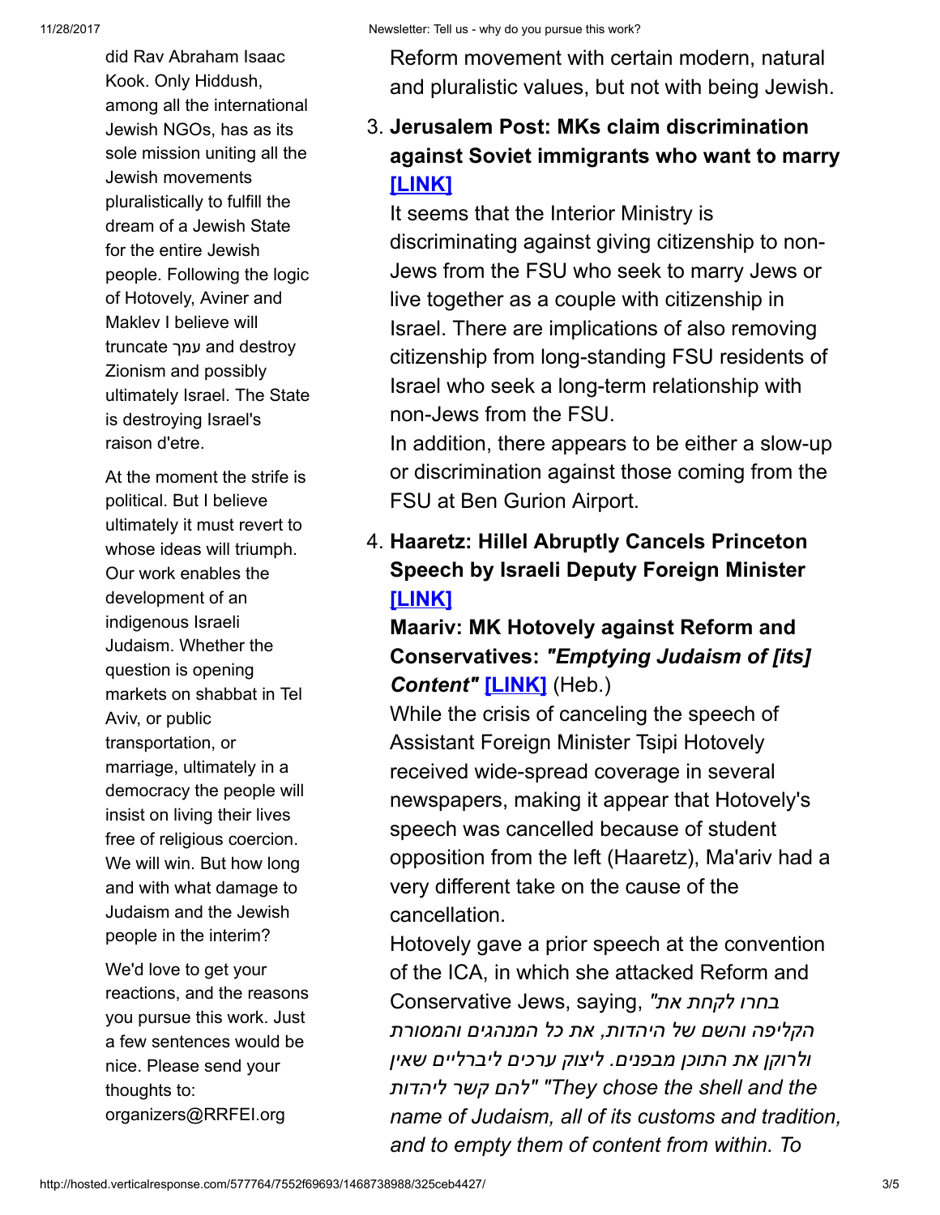did Rav Abraham Isaac Kook. Only Hiddush, among all the international Jewish NGOs, has as its sole mission uniting all the Jewish movements pluralistically to fulfill the dream of a Jewish State for the entire Jewish people. Following the logic of Hotovely, Aviner and Maklev I believe will truncate עמך and destroy Zionism and possibly ultimately Israel. The State is destroying Israel's raison d'etre.

At the moment the strife is political. But I believe ultimately it must revert to whose ideas will triumph. Our work enables the development of an indigenous Israeli Judaism. Whether the question is opening markets on shabbat in Tel Aviv, or public transportation, or marriage, ultimately in a democracy the people will insist on living their lives free of religious coercion. We will win. But how long and with what damage to Judaism and the Jewish people in the interim?

We'd love to get your reactions, and the reasons you pursue this work. Just a few sentences would be nice. Please send your thoughts to: organizers@RRFEI.org

Reform movement with certain modern, natural and pluralistic values, but not with being Jewish.

3. **Jerusalem Post: MKs claim discrimination against Soviet immigrants who want to marry [LINK]**

   It seems that the Interior Ministry is discriminating against giving citizenship to non-Jews from the FSU who seek to marry Jews or live together as a couple with citizenship in Israel. There are implications of also removing citizenship from long-standing FSU residents of Israel who seek a long-term relationship with non-Jews from the FSU.
   In addition, there appears to be either a slow-up or discrimination against those coming from the FSU at Ben Gurion Airport.

4. **Haaretz: Hillel Abruptly Cancels Princeton Speech by Israeli Deputy Foreign Minister [LINK]**

   **Maariv: MK Hotovely against Reform and Conservatives: *"Emptying Judaism of [its] Content"* [LINK]** (Heb.)

   While the crisis of canceling the speech of Assistant Foreign Minister Tsipi Hotovely received wide-spread coverage in several newspapers, making it appear that Hotovely's speech was cancelled because of student opposition from the left (Haaretz), Ma'ariv had a very different take on the cause of the cancellation.
   Hotovely gave a prior speech at the convention of the ICA, in which she attacked Reform and Conservative Jews, saying, *"בחרו לקחת את הקליפה והשם של היהדות, את כל המנהגים והמסורת ולרוקן את התוכן מבפנים. ליצוק ערכים ליברליים שאין להם קשר ליהדות" "They chose the shell and the name of Judaism, all of its customs and tradition, and to empty them of content from within. To*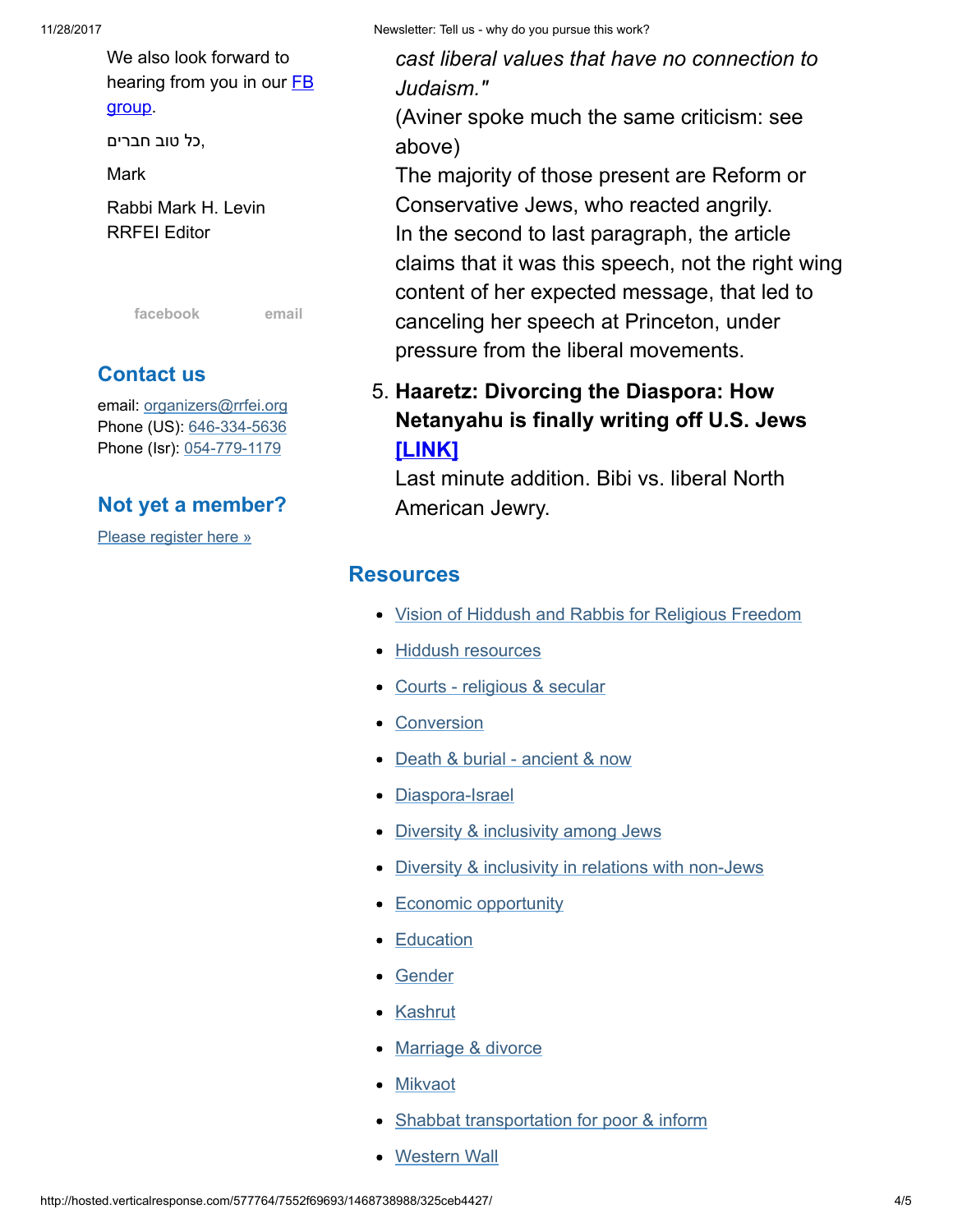*cast liberal values that have no connection to Judaism."*
(Aviner spoke much the same criticism: see above)
The majority of those present are Reform or Conservative Jews, who reacted angrily.
In the second to last paragraph, the article claims that it was this speech, not the right wing content of her expected message, that led to canceling her speech at Princeton, under pressure from the liberal movements.

5. **Haaretz: Divorcing the Diaspora: How Netanyahu is finally writing off U.S. Jews [LINK]**
Last minute addition. Bibi vs. liberal North American Jewry.

## Resources

- Vision of Hiddush and Rabbis for Religious Freedom
- Hiddush resources
- Courts - religious & secular
- Conversion
- Death & burial - ancient & now
- Diaspora-Israel
- Diversity & inclusivity among Jews
- Diversity & inclusivity in relations with non-Jews
- Economic opportunity
- Education
- Gender
- Kashrut
- Marriage & divorce
- Mikvaot
- Shabbat transportation for poor & inform
- Western Wall

We also look forward to hearing from you in our FB group.

כל טוב חברים,

Mark

Rabbi Mark H. Levin
RRFEI Editor

facebook email

## Contact us

email: organizers@rrfei.org
Phone (US): 646-334-5636
Phone (Isr): 054-779-1179

## Not yet a member?

Please register here »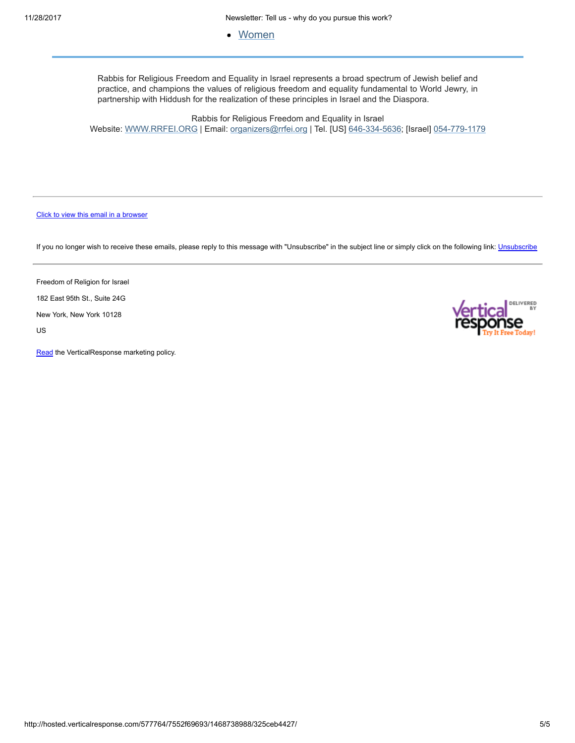- [Women]

---

Rabbis for Religious Freedom and Equality in Israel represents a broad spectrum of Jewish belief and practice, and champions the values of religious freedom and equality fundamental to World Jewry, in partnership with Hiddush for the realization of these principles in Israel and the Diaspora.

Rabbis for Religious Freedom and Equality in Israel
Website: WWW.RRFEI.ORG | Email: organizers@rrfei.org | Tel. [US] 646-334-5636; [Israel] 054-779-1179

---

Click to view this email in a browser

If you no longer wish to receive these emails, please reply to this message with "Unsubscribe" in the subject line or simply click on the following link: Unsubscribe

---

Freedom of Religion for Israel

182 East 95th St., Suite 24G

New York, New York 10128

US

Read the VerticalResponse marketing policy.